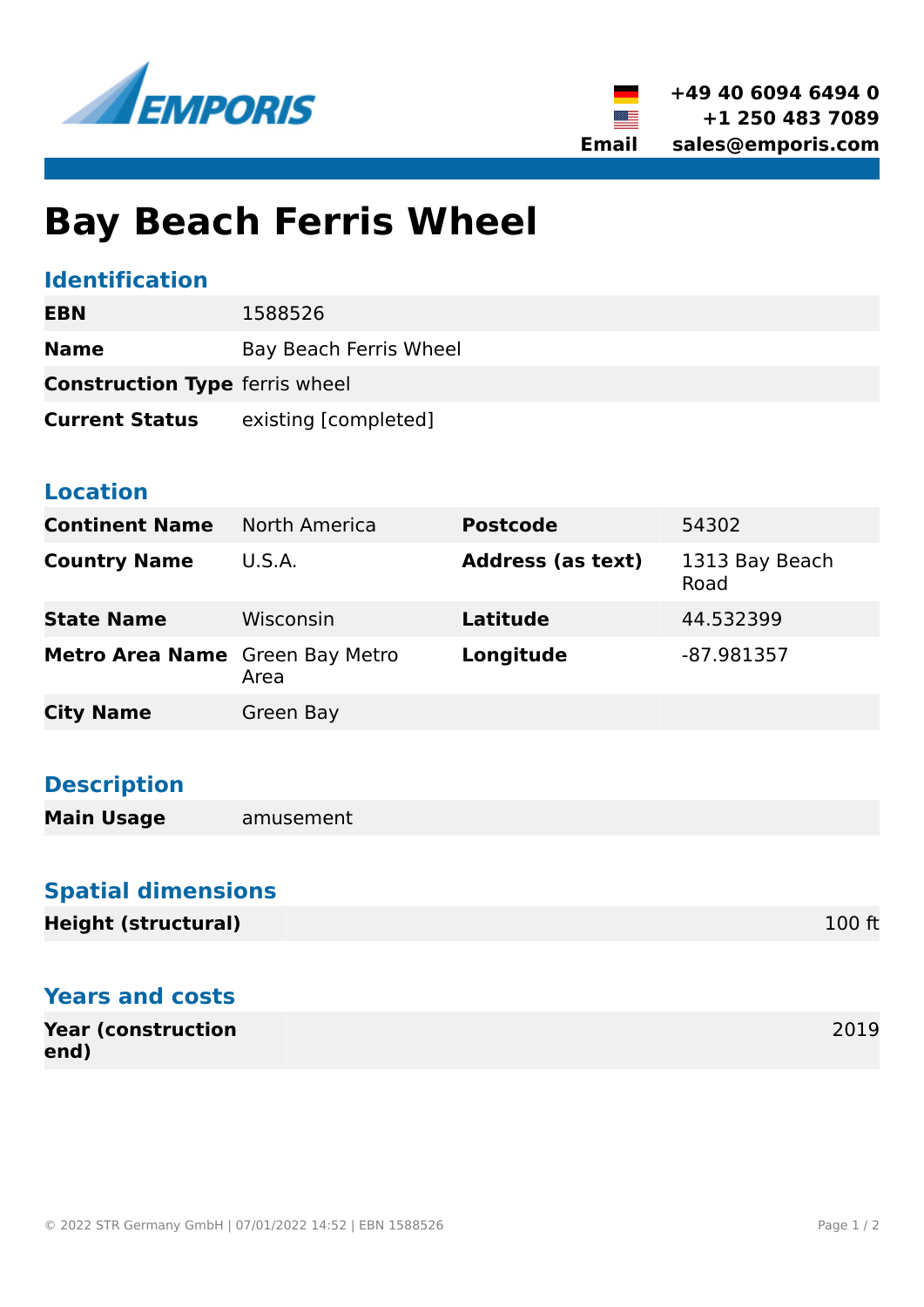EMPORIS

+49 40 6094 6494 0
+1 250 483 7089
Email sales@emporis.com

# Bay Beach Ferris Wheel

## Identification

| | |
|---|---|
| **EBN** | 1588526 |
| **Name** | Bay Beach Ferris Wheel |
| **Construction Type** | ferris wheel |
| **Current Status** | existing [completed] |

## Location

| | | | |
|---|---|---|---|
| **Continent Name** | North America | **Postcode** | 54302 |
| **Country Name** | U.S.A. | **Address (as text)** | 1313 Bay Beach Road |
| **State Name** | Wisconsin | **Latitude** | 44.532399 |
| **Metro Area Name** | Green Bay Metro Area | **Longitude** | -87.981357 |
| **City Name** | Green Bay | | |

## Description

| | |
|---|---|
| **Main Usage** | amusement |

## Spatial dimensions

| | |
|---|---|
| **Height (structural)** | 100 ft |

## Years and costs

| | |
|---|---|
| **Year (construction end)** | 2019 |

© 2022 STR Germany GmbH | 07/01/2022 14:52 | EBN 1588526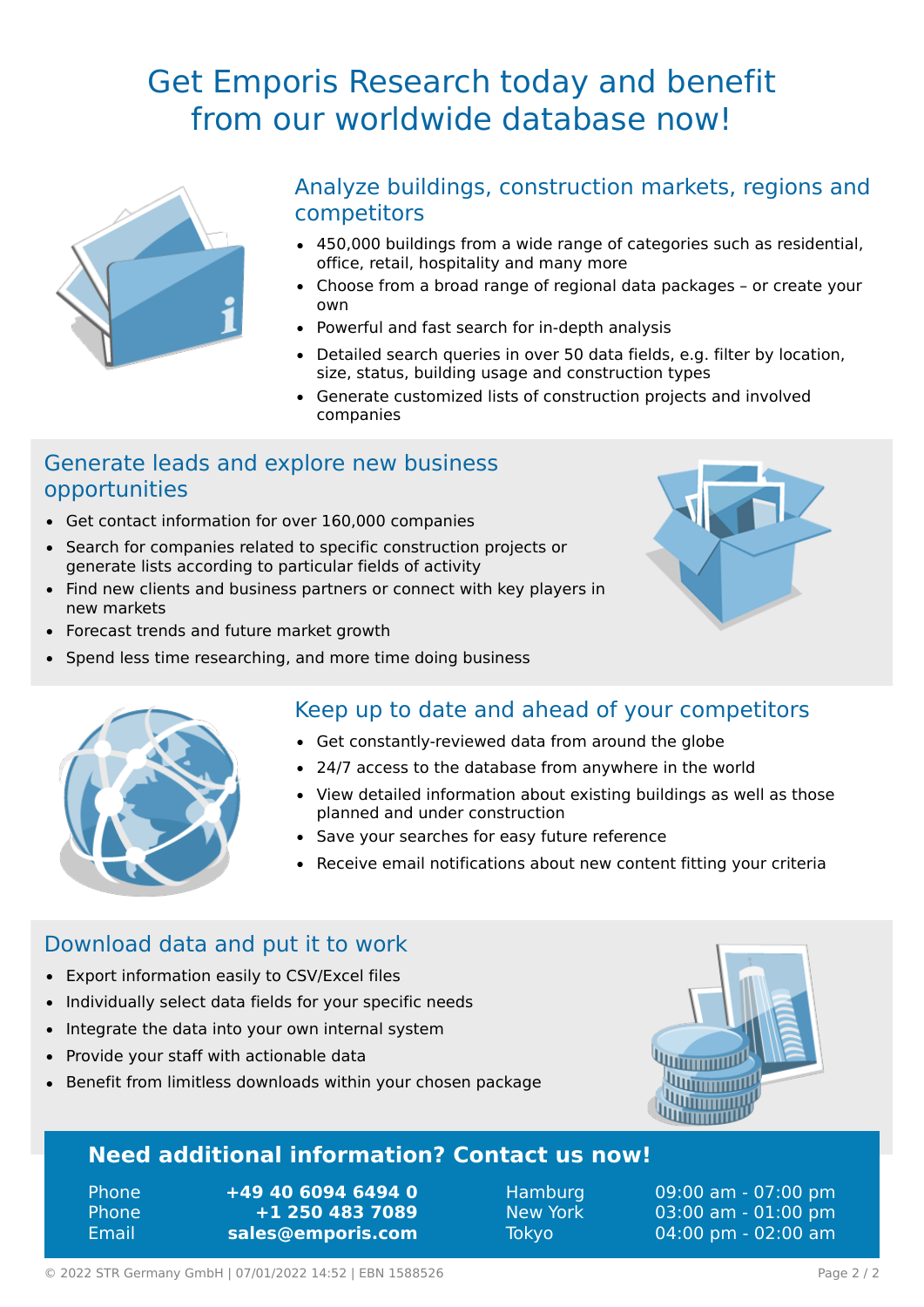# Get Emporis Research today and benefit from our worldwide database now!

## Analyze buildings, construction markets, regions and competitors

- 450,000 buildings from a wide range of categories such as residential, office, retail, hospitality and many more
- Choose from a broad range of regional data packages – or create your own
- Powerful and fast search for in-depth analysis
- Detailed search queries in over 50 data fields, e.g. filter by location, size, status, building usage and construction types
- Generate customized lists of construction projects and involved companies

## Generate leads and explore new business opportunities

- Get contact information for over 160,000 companies
- Search for companies related to specific construction projects or generate lists according to particular fields of activity
- Find new clients and business partners or connect with key players in new markets
- Forecast trends and future market growth
- Spend less time researching, and more time doing business

## Keep up to date and ahead of your competitors

- Get constantly-reviewed data from around the globe
- 24/7 access to the database from anywhere in the world
- View detailed information about existing buildings as well as those planned and under construction
- Save your searches for easy future reference
- Receive email notifications about new content fitting your criteria

## Download data and put it to work

- Export information easily to CSV/Excel files
- Individually select data fields for your specific needs
- Integrate the data into your own internal system
- Provide your staff with actionable data
- Benefit from limitless downloads within your chosen package

## Need additional information? Contact us now!

| | | | |
|---|---|---|---|
| Phone | **+49 40 6094 6494 0** | Hamburg | 09:00 am - 07:00 pm |
| Phone | **+1 250 483 7089** | New York | 03:00 am - 01:00 pm |
| Email | **sales@emporis.com** | Tokyo | 04:00 pm - 02:00 am |

© 2022 STR Germany GmbH | 07/01/2022 14:52 | EBN 1588526